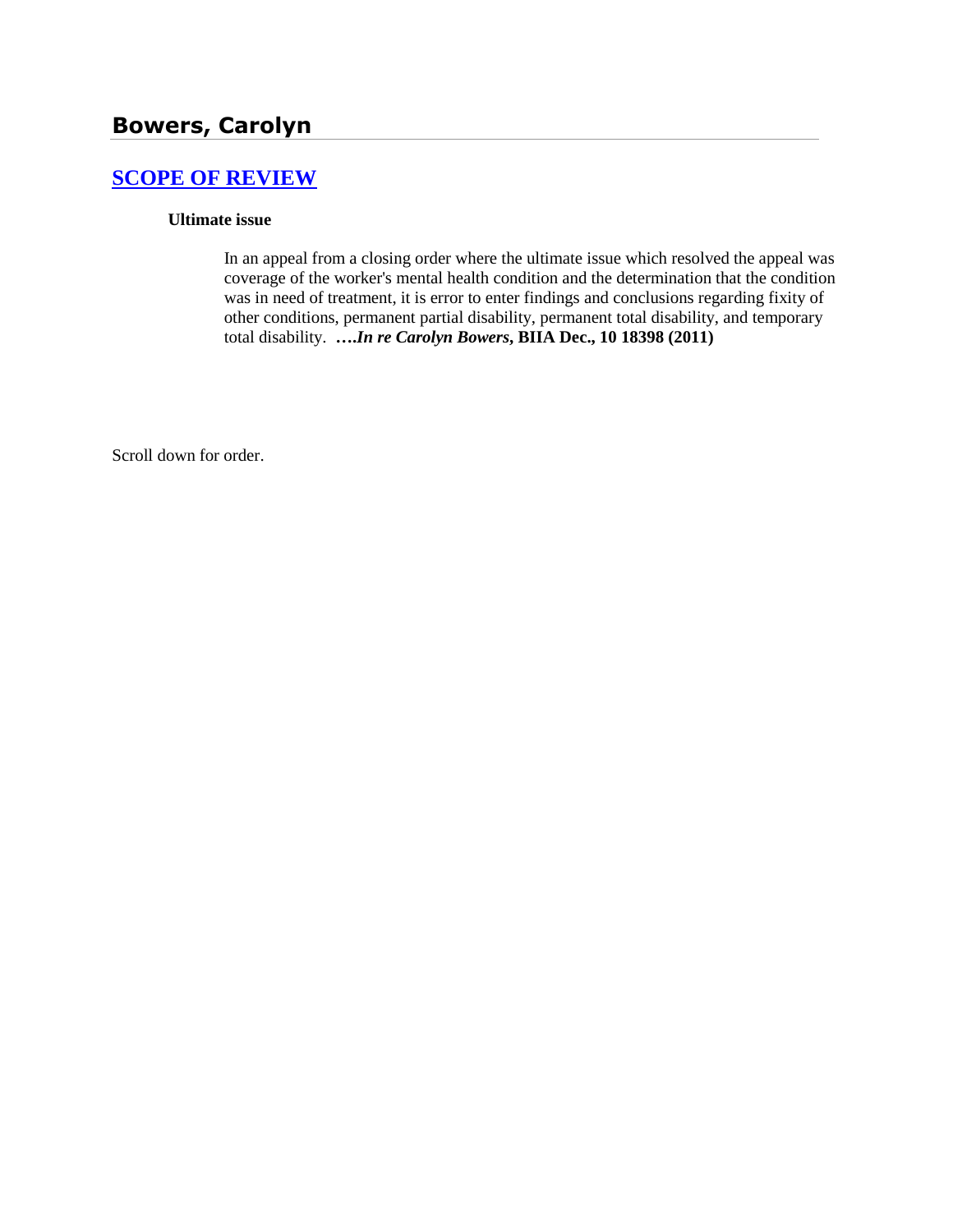# Bowers, Carolyn

## [SCOPE OF REVIEW](#)

### Ultimate issue

In an appeal from a closing order where the ultimate issue which resolved the appeal was coverage of the worker's mental health condition and the determination that the condition was in need of treatment, it is error to enter findings and conclusions regarding fixity of other conditions, permanent partial disability, permanent total disability, and temporary total disability. **….*In re Carolyn Bowers*, BIIA Dec., 10 18398 (2011)**

Scroll down for order.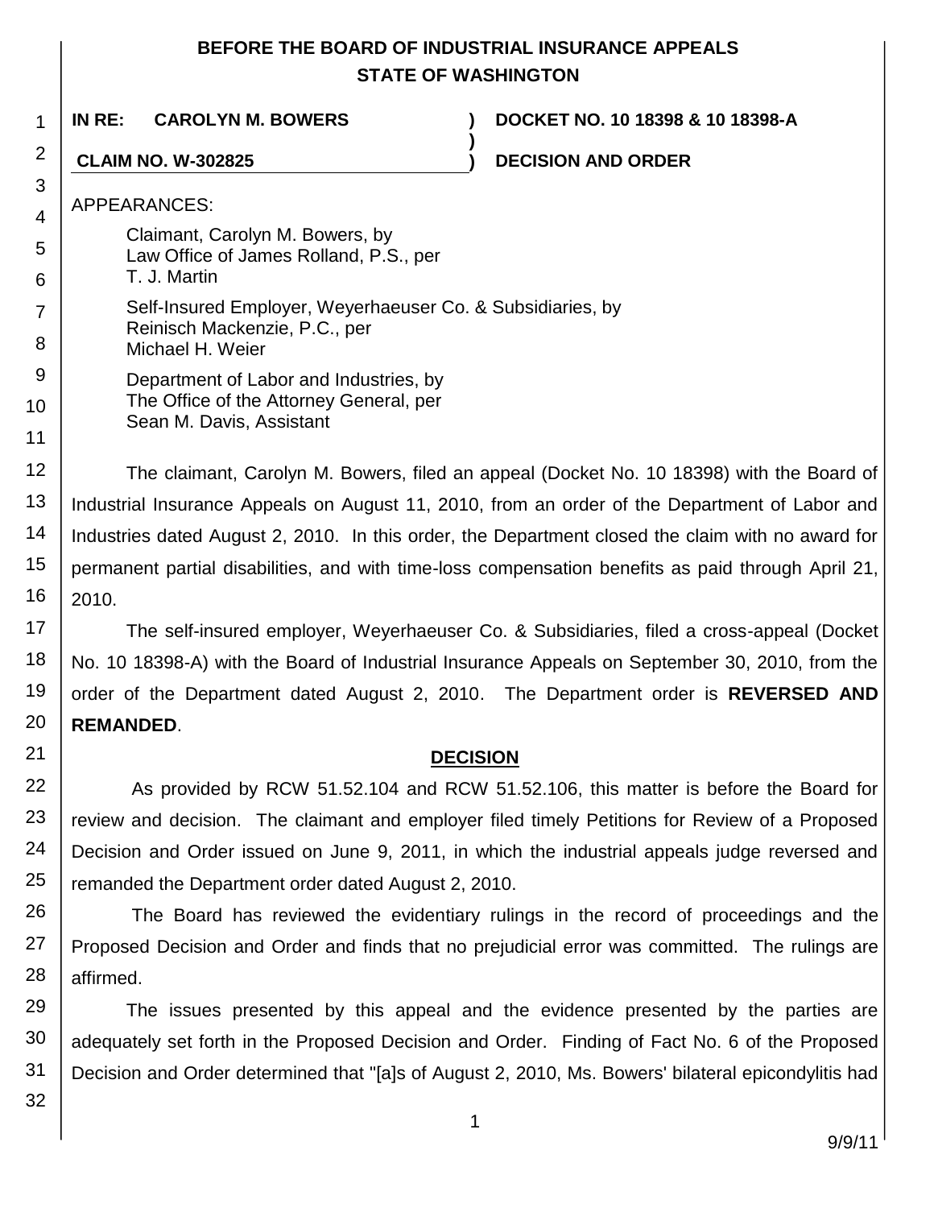# BEFORE THE BOARD OF INDUSTRIAL INSURANCE APPEALS
# STATE OF WASHINGTON

**IN RE: CAROLYN M. BOWERS** ) **DOCKET NO. 10 18398 & 10 18398-A**
)
**CLAIM NO. W-302825** ) **DECISION AND ORDER**

APPEARANCES:

Claimant, Carolyn M. Bowers, by
Law Office of James Rolland, P.S., per
T. J. Martin

Self-Insured Employer, Weyerhaeuser Co. & Subsidiaries, by
Reinisch Mackenzie, P.C., per
Michael H. Weier

Department of Labor and Industries, by
The Office of the Attorney General, per
Sean M. Davis, Assistant

The claimant, Carolyn M. Bowers, filed an appeal (Docket No. 10 18398) with the Board of Industrial Insurance Appeals on August 11, 2010, from an order of the Department of Labor and Industries dated August 2, 2010. In this order, the Department closed the claim with no award for permanent partial disabilities, and with time-loss compensation benefits as paid through April 21, 2010.

The self-insured employer, Weyerhaeuser Co. & Subsidiaries, filed a cross-appeal (Docket No. 10 18398-A) with the Board of Industrial Insurance Appeals on September 30, 2010, from the order of the Department dated August 2, 2010. The Department order is **REVERSED AND REMANDED**.

## DECISION

As provided by RCW 51.52.104 and RCW 51.52.106, this matter is before the Board for review and decision. The claimant and employer filed timely Petitions for Review of a Proposed Decision and Order issued on June 9, 2011, in which the industrial appeals judge reversed and remanded the Department order dated August 2, 2010.

The Board has reviewed the evidentiary rulings in the record of proceedings and the Proposed Decision and Order and finds that no prejudicial error was committed. The rulings are affirmed.

The issues presented by this appeal and the evidence presented by the parties are adequately set forth in the Proposed Decision and Order. Finding of Fact No. 6 of the Proposed Decision and Order determined that "[a]s of August 2, 2010, Ms. Bowers' bilateral epicondylitis had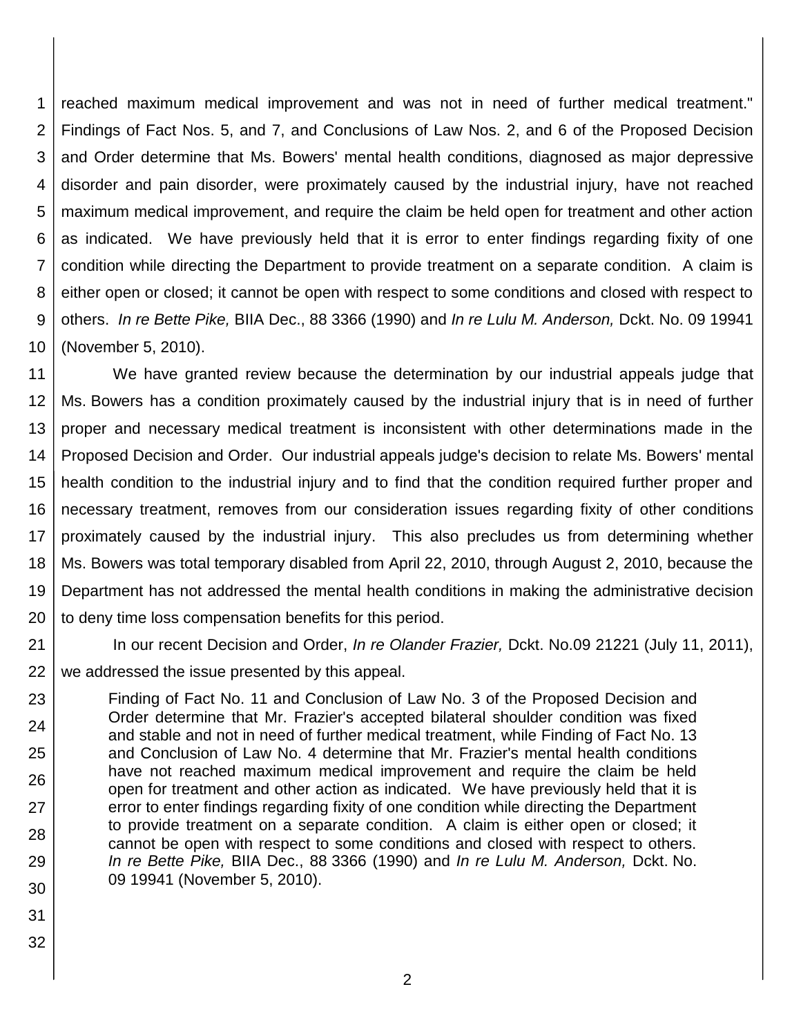reached maximum medical improvement and was not in need of further medical treatment." Findings of Fact Nos. 5, and 7, and Conclusions of Law Nos. 2, and 6 of the Proposed Decision and Order determine that Ms. Bowers' mental health conditions, diagnosed as major depressive disorder and pain disorder, were proximately caused by the industrial injury, have not reached maximum medical improvement, and require the claim be held open for treatment and other action as indicated. We have previously held that it is error to enter findings regarding fixity of one condition while directing the Department to provide treatment on a separate condition. A claim is either open or closed; it cannot be open with respect to some conditions and closed with respect to others. *In re Bette Pike,* BIIA Dec., 88 3366 (1990) and *In re Lulu M. Anderson,* Dckt. No. 09 19941 (November 5, 2010).

We have granted review because the determination by our industrial appeals judge that Ms. Bowers has a condition proximately caused by the industrial injury that is in need of further proper and necessary medical treatment is inconsistent with other determinations made in the Proposed Decision and Order. Our industrial appeals judge's decision to relate Ms. Bowers' mental health condition to the industrial injury and to find that the condition required further proper and necessary treatment, removes from our consideration issues regarding fixity of other conditions proximately caused by the industrial injury. This also precludes us from determining whether Ms. Bowers was total temporary disabled from April 22, 2010, through August 2, 2010, because the Department has not addressed the mental health conditions in making the administrative decision to deny time loss compensation benefits for this period.

In our recent Decision and Order, *In re Olander Frazier,* Dckt. No.09 21221 (July 11, 2011), we addressed the issue presented by this appeal.

> Finding of Fact No. 11 and Conclusion of Law No. 3 of the Proposed Decision and Order determine that Mr. Frazier's accepted bilateral shoulder condition was fixed and stable and not in need of further medical treatment, while Finding of Fact No. 13 and Conclusion of Law No. 4 determine that Mr. Frazier's mental health conditions have not reached maximum medical improvement and require the claim be held open for treatment and other action as indicated. We have previously held that it is error to enter findings regarding fixity of one condition while directing the Department to provide treatment on a separate condition. A claim is either open or closed; it cannot be open with respect to some conditions and closed with respect to others. *In re Bette Pike,* BIIA Dec., 88 3366 (1990) and *In re Lulu M. Anderson,* Dckt. No. 09 19941 (November 5, 2010).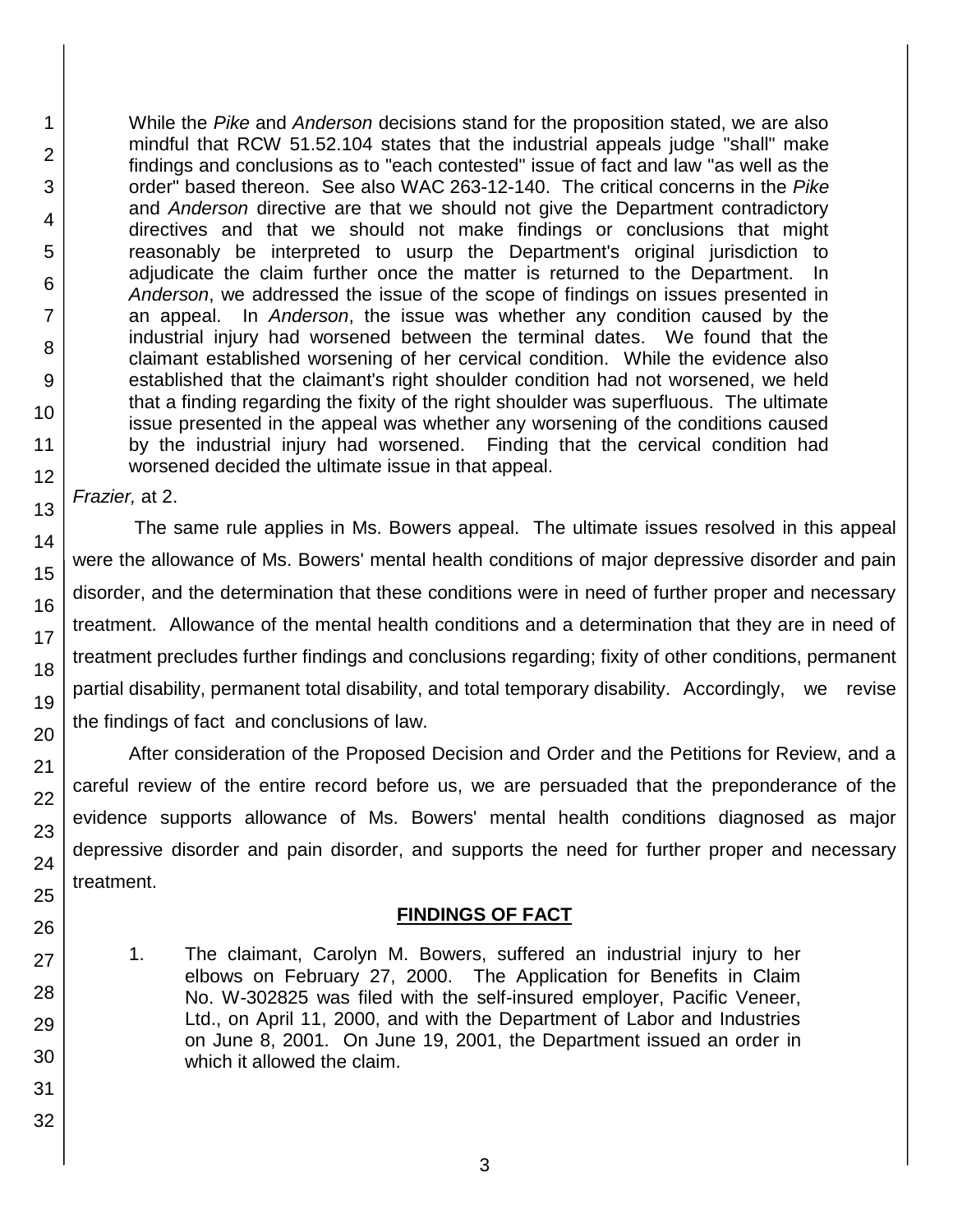> While the *Pike* and *Anderson* decisions stand for the proposition stated, we are also mindful that RCW 51.52.104 states that the industrial appeals judge "shall" make findings and conclusions as to "each contested" issue of fact and law "as well as the order" based thereon. See also WAC 263-12-140. The critical concerns in the *Pike* and *Anderson* directive are that we should not give the Department contradictory directives and that we should not make findings or conclusions that might reasonably be interpreted to usurp the Department's original jurisdiction to adjudicate the claim further once the matter is returned to the Department. In *Anderson*, we addressed the issue of the scope of findings on issues presented in an appeal. In *Anderson*, the issue was whether any condition caused by the industrial injury had worsened between the terminal dates. We found that the claimant established worsening of her cervical condition. While the evidence also established that the claimant's right shoulder condition had not worsened, we held that a finding regarding the fixity of the right shoulder was superfluous. The ultimate issue presented in the appeal was whether any worsening of the conditions caused by the industrial injury had worsened. Finding that the cervical condition had worsened decided the ultimate issue in that appeal.

*Frazier,* at 2.

The same rule applies in Ms. Bowers appeal. The ultimate issues resolved in this appeal were the allowance of Ms. Bowers' mental health conditions of major depressive disorder and pain disorder, and the determination that these conditions were in need of further proper and necessary treatment. Allowance of the mental health conditions and a determination that they are in need of treatment precludes further findings and conclusions regarding; fixity of other conditions, permanent partial disability, permanent total disability, and total temporary disability. Accordingly, we revise the findings of fact and conclusions of law.

After consideration of the Proposed Decision and Order and the Petitions for Review, and a careful review of the entire record before us, we are persuaded that the preponderance of the evidence supports allowance of Ms. Bowers' mental health conditions diagnosed as major depressive disorder and pain disorder, and supports the need for further proper and necessary treatment.

## FINDINGS OF FACT

1. The claimant, Carolyn M. Bowers, suffered an industrial injury to her elbows on February 27, 2000. The Application for Benefits in Claim No. W-302825 was filed with the self-insured employer, Pacific Veneer, Ltd., on April 11, 2000, and with the Department of Labor and Industries on June 8, 2001. On June 19, 2001, the Department issued an order in which it allowed the claim.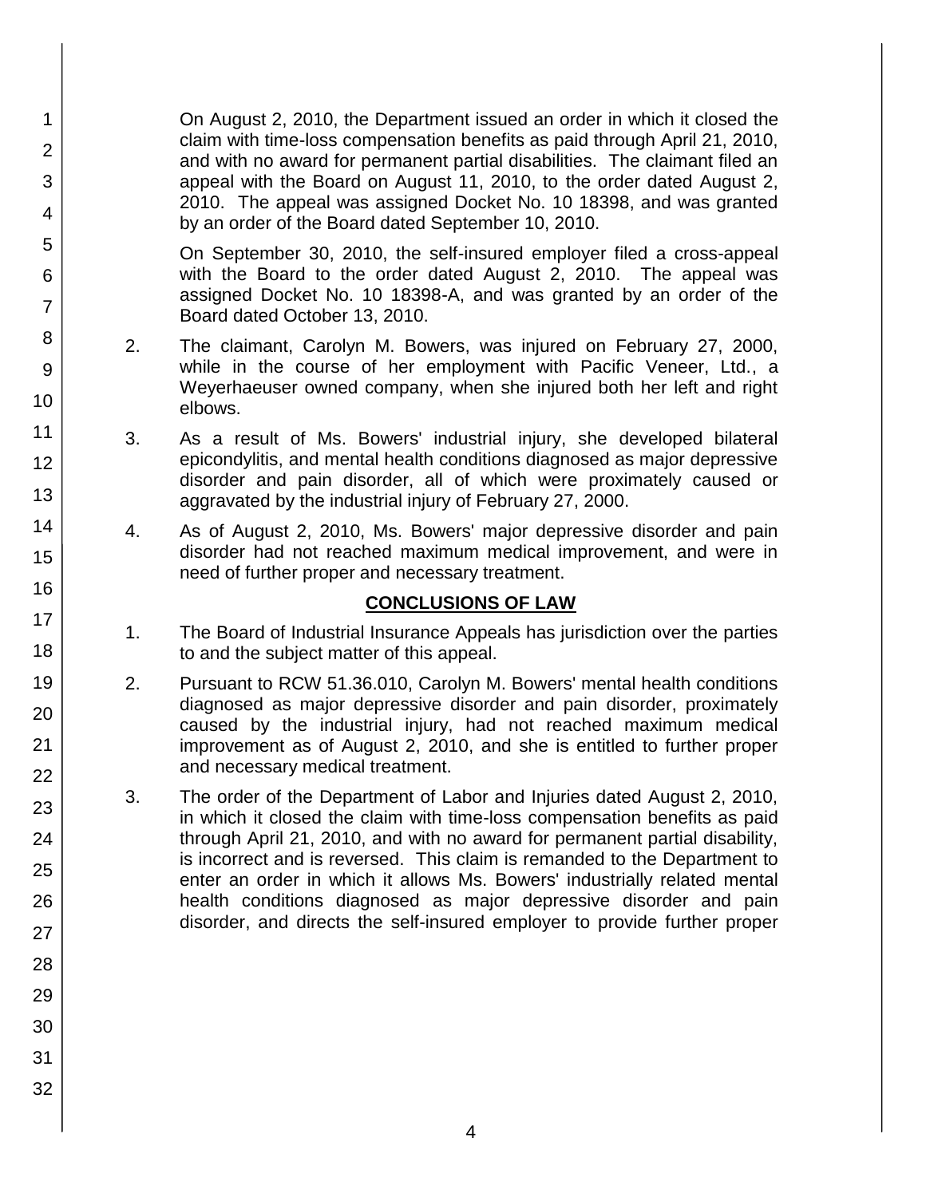On August 2, 2010, the Department issued an order in which it closed the claim with time-loss compensation benefits as paid through April 21, 2010, and with no award for permanent partial disabilities. The claimant filed an appeal with the Board on August 11, 2010, to the order dated August 2, 2010. The appeal was assigned Docket No. 10 18398, and was granted by an order of the Board dated September 10, 2010.

On September 30, 2010, the self-insured employer filed a cross-appeal with the Board to the order dated August 2, 2010. The appeal was assigned Docket No. 10 18398-A, and was granted by an order of the Board dated October 13, 2010.

2. The claimant, Carolyn M. Bowers, was injured on February 27, 2000, while in the course of her employment with Pacific Veneer, Ltd., a Weyerhaeuser owned company, when she injured both her left and right elbows.

3. As a result of Ms. Bowers' industrial injury, she developed bilateral epicondylitis, and mental health conditions diagnosed as major depressive disorder and pain disorder, all of which were proximately caused or aggravated by the industrial injury of February 27, 2000.

4. As of August 2, 2010, Ms. Bowers' major depressive disorder and pain disorder had not reached maximum medical improvement, and were in need of further proper and necessary treatment.

## CONCLUSIONS OF LAW

1. The Board of Industrial Insurance Appeals has jurisdiction over the parties to and the subject matter of this appeal.

2. Pursuant to RCW 51.36.010, Carolyn M. Bowers' mental health conditions diagnosed as major depressive disorder and pain disorder, proximately caused by the industrial injury, had not reached maximum medical improvement as of August 2, 2010, and she is entitled to further proper and necessary medical treatment.

3. The order of the Department of Labor and Injuries dated August 2, 2010, in which it closed the claim with time-loss compensation benefits as paid through April 21, 2010, and with no award for permanent partial disability, is incorrect and is reversed. This claim is remanded to the Department to enter an order in which it allows Ms. Bowers' industrially related mental health conditions diagnosed as major depressive disorder and pain disorder, and directs the self-insured employer to provide further proper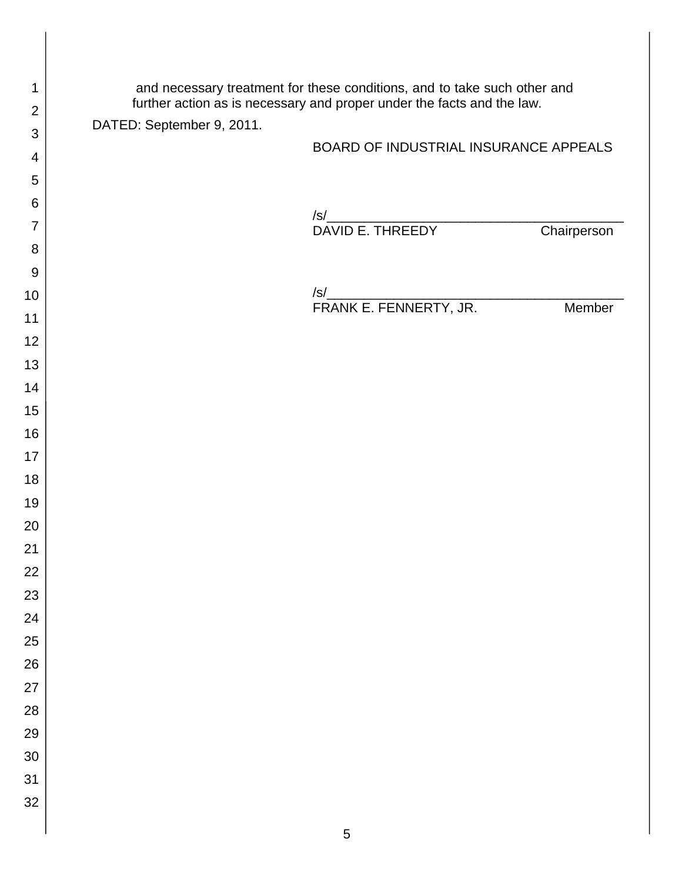and necessary treatment for these conditions, and to take such other and further action as is necessary and proper under the facts and the law.

DATED: September 9, 2011.

BOARD OF INDUSTRIAL INSURANCE APPEALS

/s/________________________________________
DAVID E. THREEDY Chairperson

/s/________________________________________
FRANK E. FENNERTY, JR. Member